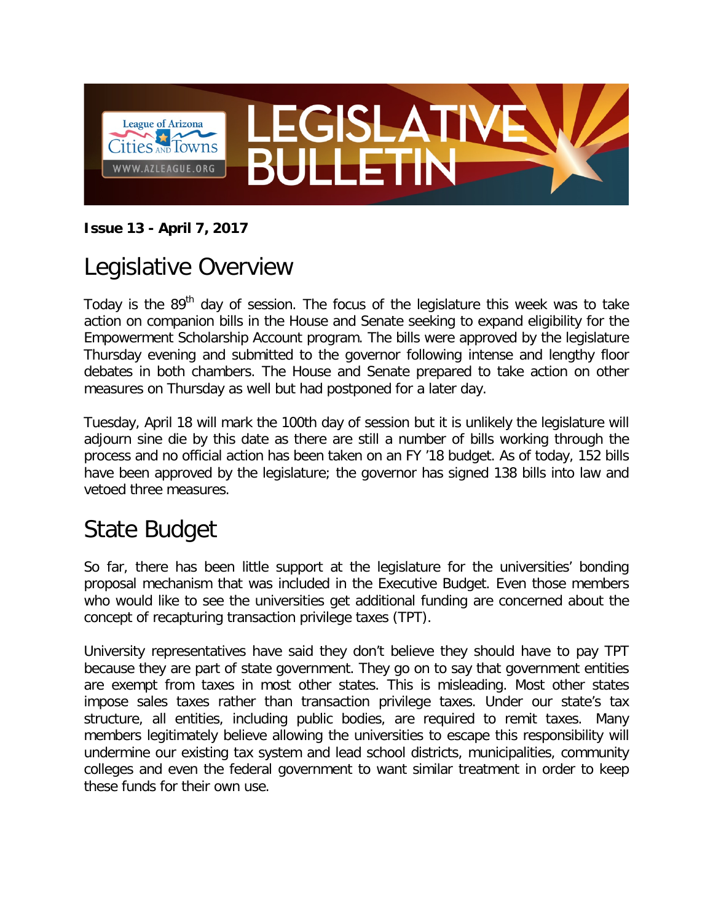# League of Arizona Cities and Towns — LEGISLATIVE BULLETIN

WWW.AZLEAGUE.ORG

**Issue 13 - April 7, 2017**

## Legislative Overview

Today is the 89th day of session. The focus of the legislature this week was to take action on companion bills in the House and Senate seeking to expand eligibility for the Empowerment Scholarship Account program. The bills were approved by the legislature Thursday evening and submitted to the governor following intense and lengthy floor debates in both chambers. The House and Senate prepared to take action on other measures on Thursday as well but had postponed for a later day.

Tuesday, April 18 will mark the 100th day of session but it is unlikely the legislature will adjourn sine die by this date as there are still a number of bills working through the process and no official action has been taken on an FY '18 budget. As of today, 152 bills have been approved by the legislature; the governor has signed 138 bills into law and vetoed three measures.

## State Budget

So far, there has been little support at the legislature for the universities' bonding proposal mechanism that was included in the Executive Budget. Even those members who would like to see the universities get additional funding are concerned about the concept of recapturing transaction privilege taxes (TPT).

University representatives have said they don't believe they should have to pay TPT because they are part of state government. They go on to say that government entities are exempt from taxes in most other states. This is misleading. Most other states impose sales taxes rather than transaction privilege taxes. Under our state's tax structure, all entities, including public bodies, are required to remit taxes. Many members legitimately believe allowing the universities to escape this responsibility will undermine our existing tax system and lead school districts, municipalities, community colleges and even the federal government to want similar treatment in order to keep these funds for their own use.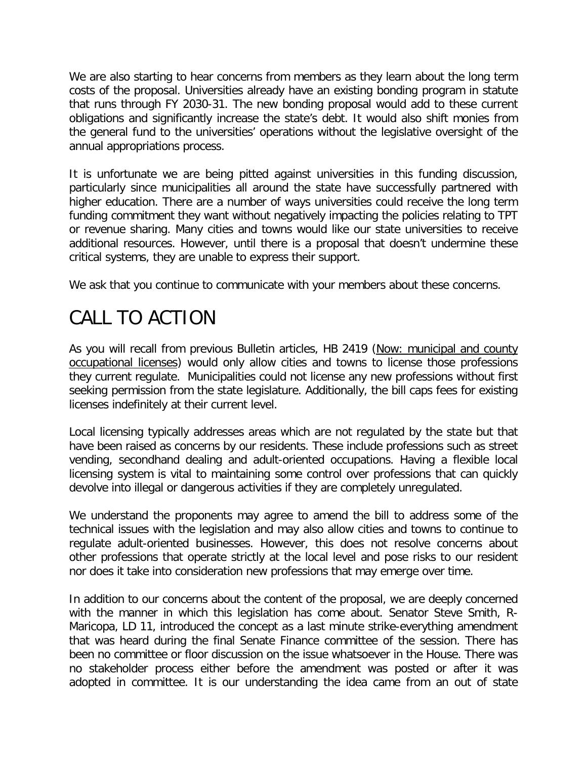We are also starting to hear concerns from members as they learn about the long term costs of the proposal. Universities already have an existing bonding program in statute that runs through FY 2030-31. The new bonding proposal would add to these current obligations and significantly increase the state's debt. It would also shift monies from the general fund to the universities' operations without the legislative oversight of the annual appropriations process.

It is unfortunate we are being pitted against universities in this funding discussion, particularly since municipalities all around the state have successfully partnered with higher education. There are a number of ways universities could receive the long term funding commitment they want without negatively impacting the policies relating to TPT or revenue sharing. Many cities and towns would like our state universities to receive additional resources. However, until there is a proposal that doesn't undermine these critical systems, they are unable to express their support.

We ask that you continue to communicate with your members about these concerns.

# CALL TO ACTION

As you will recall from previous Bulletin articles, HB 2419 (Now: municipal and county occupational licenses) would only allow cities and towns to license those professions they current regulate. Municipalities could not license any new professions without first seeking permission from the state legislature. Additionally, the bill caps fees for existing licenses indefinitely at their current level.

Local licensing typically addresses areas which are not regulated by the state but that have been raised as concerns by our residents. These include professions such as street vending, secondhand dealing and adult-oriented occupations. Having a flexible local licensing system is vital to maintaining some control over professions that can quickly devolve into illegal or dangerous activities if they are completely unregulated.

We understand the proponents may agree to amend the bill to address some of the technical issues with the legislation and may also allow cities and towns to continue to regulate adult-oriented businesses. However, this does not resolve concerns about other professions that operate strictly at the local level and pose risks to our resident nor does it take into consideration new professions that may emerge over time.

In addition to our concerns about the content of the proposal, we are deeply concerned with the manner in which this legislation has come about. Senator Steve Smith, R-Maricopa, LD 11, introduced the concept as a last minute strike-everything amendment that was heard during the final Senate Finance committee of the session. There has been no committee or floor discussion on the issue whatsoever in the House. There was no stakeholder process either before the amendment was posted or after it was adopted in committee. It is our understanding the idea came from an out of state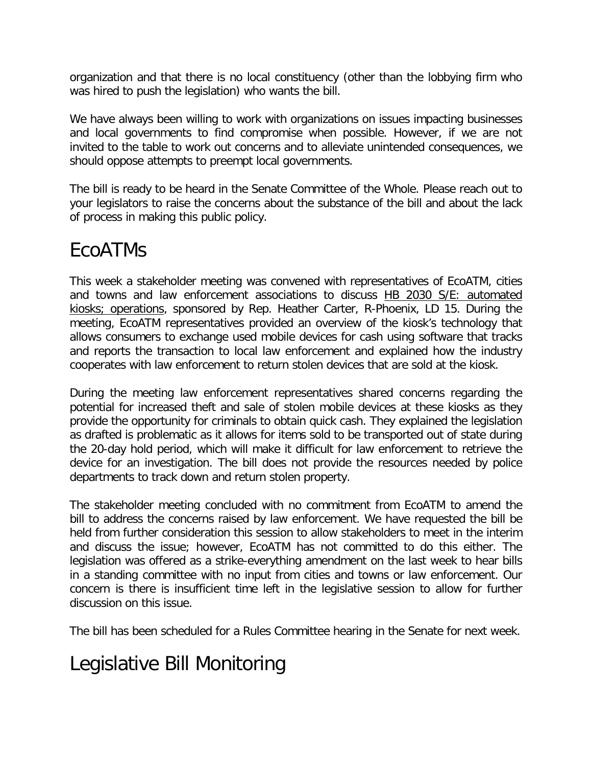organization and that there is no local constituency (other than the lobbying firm who was hired to push the legislation) who wants the bill.

We have always been willing to work with organizations on issues impacting businesses and local governments to find compromise when possible. However, if we are not invited to the table to work out concerns and to alleviate unintended consequences, we should oppose attempts to preempt local governments.

The bill is ready to be heard in the Senate Committee of the Whole. Please reach out to your legislators to raise the concerns about the substance of the bill and about the lack of process in making this public policy.

# EcoATMs

This week a stakeholder meeting was convened with representatives of EcoATM, cities and towns and law enforcement associations to discuss HB 2030 S/E: automated kiosks; operations, sponsored by Rep. Heather Carter, R-Phoenix, LD 15. During the meeting, EcoATM representatives provided an overview of the kiosk's technology that allows consumers to exchange used mobile devices for cash using software that tracks and reports the transaction to local law enforcement and explained how the industry cooperates with law enforcement to return stolen devices that are sold at the kiosk.

During the meeting law enforcement representatives shared concerns regarding the potential for increased theft and sale of stolen mobile devices at these kiosks as they provide the opportunity for criminals to obtain quick cash. They explained the legislation as drafted is problematic as it allows for items sold to be transported out of state during the 20-day hold period, which will make it difficult for law enforcement to retrieve the device for an investigation. The bill does not provide the resources needed by police departments to track down and return stolen property.

The stakeholder meeting concluded with no commitment from EcoATM to amend the bill to address the concerns raised by law enforcement. We have requested the bill be held from further consideration this session to allow stakeholders to meet in the interim and discuss the issue; however, EcoATM has not committed to do this either. The legislation was offered as a strike-everything amendment on the last week to hear bills in a standing committee with no input from cities and towns or law enforcement. Our concern is there is insufficient time left in the legislative session to allow for further discussion on this issue.

The bill has been scheduled for a Rules Committee hearing in the Senate for next week.

# Legislative Bill Monitoring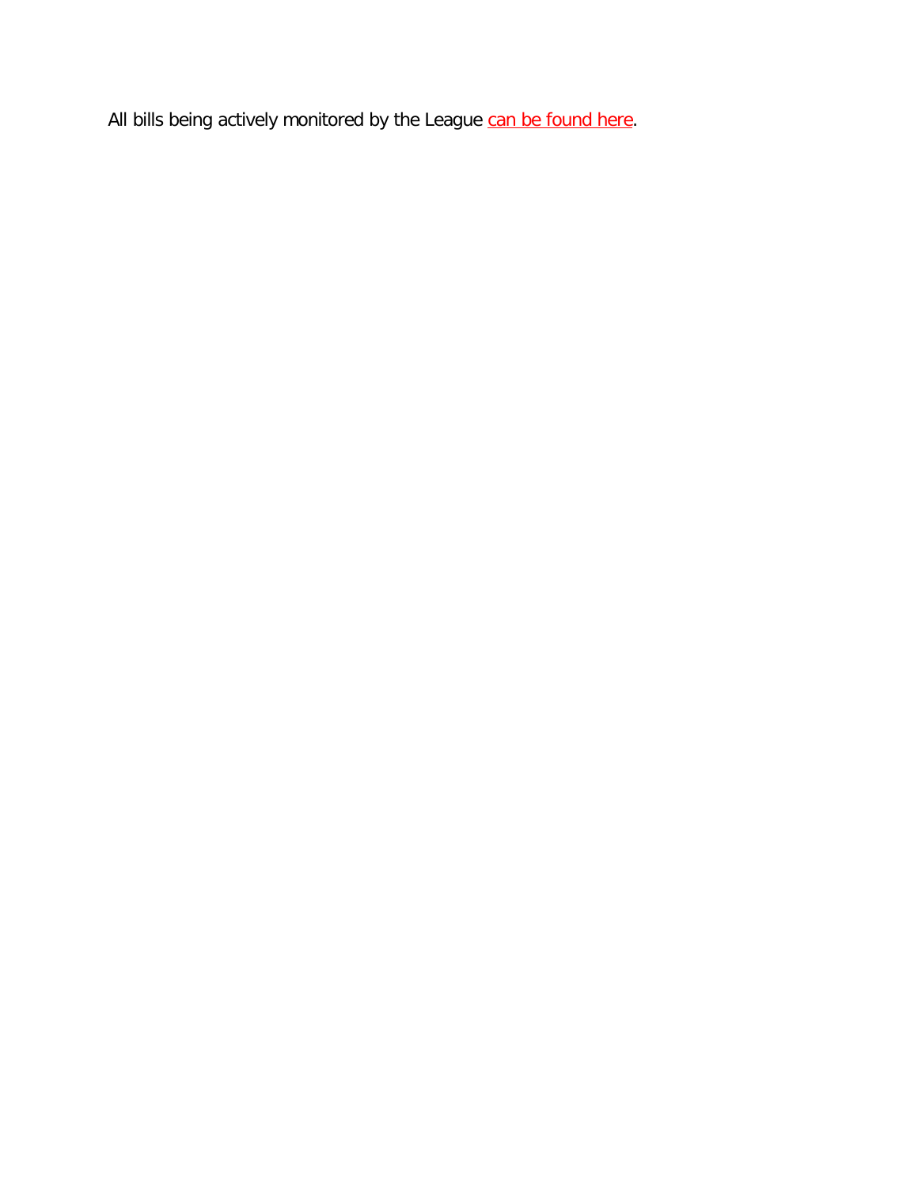All bills being actively monitored by the League can be found here.